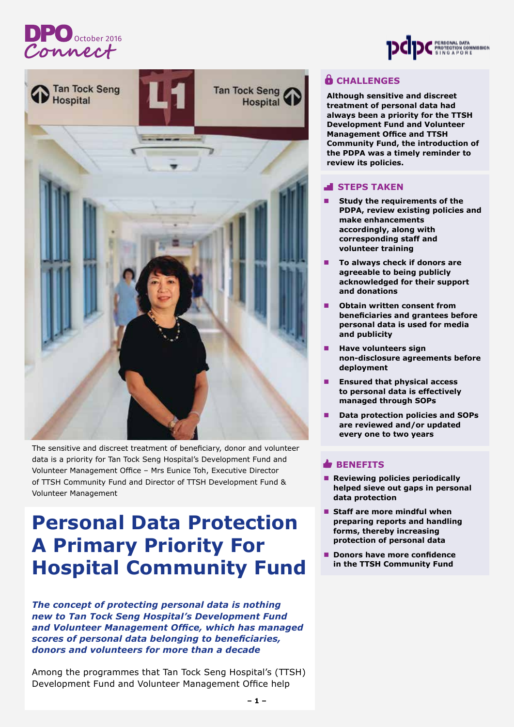DPO Connect October 2016

The sensitive and discreet treatment of beneficiary, donor and volunteer data is a priority for Tan Tock Seng Hospital's Development Fund and Volunteer Management Office – Mrs Eunice Toh, Executive Director of TTSH Community Fund and Director of TTSH Development Fund & Volunteer Management

# Personal Data Protection A Primary Priority For Hospital Community Fund

***The concept of protecting personal data is nothing new to Tan Tock Seng Hospital's Development Fund and Volunteer Management Office, which has managed scores of personal data belonging to beneficiaries, donors and volunteers for more than a decade***

Among the programmes that Tan Tock Seng Hospital's (TTSH) Development Fund and Volunteer Management Office help

## CHALLENGES

**Although sensitive and discreet treatment of personal data had always been a priority for the TTSH Development Fund and Volunteer Management Office and TTSH Community Fund, the introduction of the PDPA was a timely reminder to review its policies.**

## STEPS TAKEN

- **Study the requirements of the PDPA, review existing policies and make enhancements accordingly, along with corresponding staff and volunteer training**
- **To always check if donors are agreeable to being publicly acknowledged for their support and donations**
- **Obtain written consent from beneficiaries and grantees before personal data is used for media and publicity**
- **Have volunteers sign non-disclosure agreements before deployment**
- **Ensured that physical access to personal data is effectively managed through SOPs**
- **Data protection policies and SOPs are reviewed and/or updated every one to two years**

## BENEFITS

- **Reviewing policies periodically helped sieve out gaps in personal data protection**
- **Staff are more mindful when preparing reports and handling forms, thereby increasing protection of personal data**
- **Donors have more confidence in the TTSH Community Fund**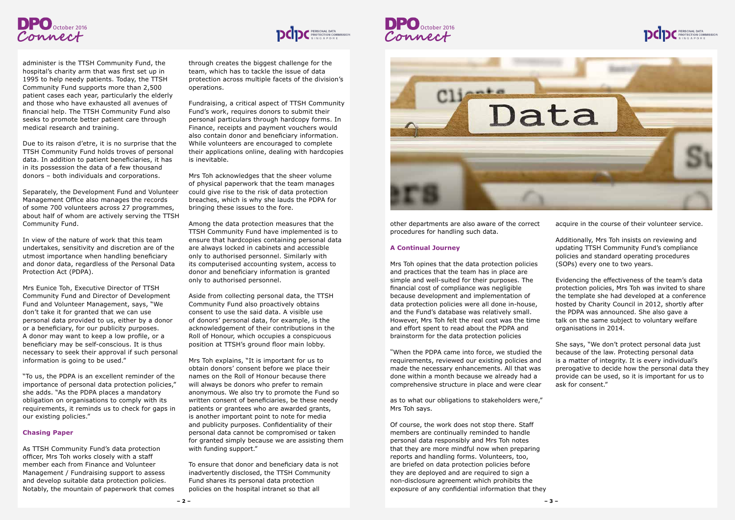administer is the TTSH Community Fund, the hospital's charity arm that was first set up in 1995 to help needy patients. Today, the TTSH Community Fund supports more than 2,500 patient cases each year, particularly the elderly and those who have exhausted all avenues of financial help. The TTSH Community Fund also seeks to promote better patient care through medical research and training.

Due to its raison d'etre, it is no surprise that the TTSH Community Fund holds troves of personal data. In addition to patient beneficiaries, it has in its possession the data of a few thousand donors – both individuals and corporations.

Separately, the Development Fund and Volunteer Management Office also manages the records of some 700 volunteers across 27 programmes, about half of whom are actively serving the TTSH Community Fund.

In view of the nature of work that this team undertakes, sensitivity and discretion are of the utmost importance when handling beneficiary and donor data, regardless of the Personal Data Protection Act (PDPA).

Mrs Eunice Toh, Executive Director of TTSH Community Fund and Director of Development Fund and Volunteer Management, says, "We don't take it for granted that we can use personal data provided to us, either by a donor or a beneficiary, for our publicity purposes. A donor may want to keep a low profile, or a beneficiary may be self-conscious. It is thus necessary to seek their approval if such personal information is going to be used."

"To us, the PDPA is an excellent reminder of the importance of personal data protection policies," she adds. "As the PDPA places a mandatory obligation on organisations to comply with its requirements, it reminds us to check for gaps in our existing policies."

### Chasing Paper

As TTSH Community Fund's data protection officer, Mrs Toh works closely with a staff member each from Finance and Volunteer Management / Fundraising support to assess and develop suitable data protection policies. Notably, the mountain of paperwork that comes through creates the biggest challenge for the team, which has to tackle the issue of data protection across multiple facets of the division's operations.

Fundraising, a critical aspect of TTSH Community Fund's work, requires donors to submit their personal particulars through hardcopy forms. In Finance, receipts and payment vouchers would also contain donor and beneficiary information. While volunteers are encouraged to complete their applications online, dealing with hardcopies is inevitable.

Mrs Toh acknowledges that the sheer volume of physical paperwork that the team manages could give rise to the risk of data protection breaches, which is why she lauds the PDPA for bringing these issues to the fore.

Among the data protection measures that the TTSH Community Fund have implemented is to ensure that hardcopies containing personal data are always locked in cabinets and accessible only to authorised personnel. Similarly with its computerised accounting system, access to donor and beneficiary information is granted only to authorised personnel.

Aside from collecting personal data, the TTSH Community Fund also proactively obtains consent to use the said data. A visible use of donors' personal data, for example, is the acknowledgement of their contributions in the Roll of Honour, which occupies a conspicuous position at TTSH's ground floor main lobby.

Mrs Toh explains, "It is important for us to obtain donors' consent before we place their names on the Roll of Honour because there will always be donors who prefer to remain anonymous. We also try to promote the Fund so written consent of beneficiaries, be these needy patients or grantees who are awarded grants, is another important point to note for media and publicity purposes. Confidentiality of their personal data cannot be compromised or taken for granted simply because we are assisting them with funding support."

To ensure that donor and beneficiary data is not inadvertently disclosed, the TTSH Community Fund shares its personal data protection policies on the hospital intranet so that all other departments are also aware of the correct procedures for handling such data.

### A Continual Journey

Mrs Toh opines that the data protection policies and practices that the team has in place are simple and well-suited for their purposes. The financial cost of compliance was negligible because development and implementation of data protection policies were all done in-house, and the Fund's database was relatively small. However, Mrs Toh felt the real cost was the time and effort spent to read about the PDPA and brainstorm for the data protection policies

"When the PDPA came into force, we studied the requirements, reviewed our existing policies and made the necessary enhancements. All that was done within a month because we already had a comprehensive structure in place and were clear as to what our obligations to stakeholders were," Mrs Toh says.

Of course, the work does not stop there. Staff members are continually reminded to handle personal data responsibly and Mrs Toh notes that they are more mindful now when preparing reports and handling forms. Volunteers, too, are briefed on data protection policies before they are deployed and are required to sign a non-disclosure agreement which prohibits the exposure of any confidential information that they acquire in the course of their volunteer service.

Additionally, Mrs Toh insists on reviewing and updating TTSH Community Fund's compliance policies and standard operating procedures (SOPs) every one to two years.

Evidencing the effectiveness of the team's data protection policies, Mrs Toh was invited to share the template she had developed at a conference hosted by Charity Council in 2012, shortly after the PDPA was announced. She also gave a talk on the same subject to voluntary welfare organisations in 2014.

She says, "We don't protect personal data just because of the law. Protecting personal data is a matter of integrity. It is every individual's prerogative to decide how the personal data they provide can be used, so it is important for us to ask for consent."